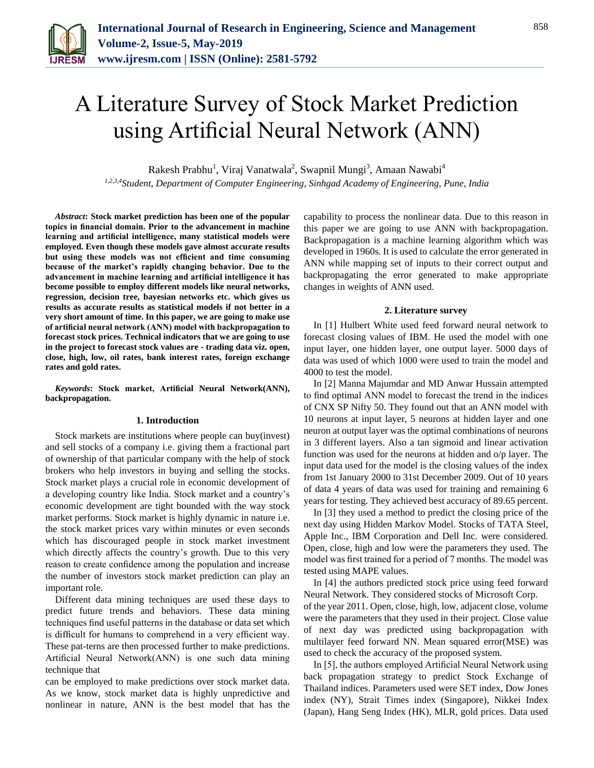# A Literature Survey of Stock Market Prediction using Artificial Neural Network (ANN)

Rakesh Prabhu[1], Viraj Vanatwala[2], Swapnil Mungi[3], Amaan Nawabi[4]

[1,2,3,4]*Student, Department of Computer Engineering, Sinhgad Academy of Engineering, Pune, India*

***Abstract*: Stock market prediction has been one of the popular topics in financial domain. Prior to the advancement in machine learning and artificial intelligence, many statistical models were employed. Even though these models gave almost accurate results but using these models was not efficient and time consuming because of the market's rapidly changing behavior. Due to the advancement in machine learning and artificial intelligence it has become possible to employ different models like neural networks, regression, decision tree, bayesian networks etc. which gives us results as accurate results as statistical models if not better in a very short amount of time. In this paper, we are going to make use of artificial neural network (ANN) model with backpropagation to forecast stock prices. Technical indicators that we are going to use in the project to forecast stock values are - trading data viz. open, close, high, low, oil rates, bank interest rates, foreign exchange rates and gold rates.**

***Keywords*: Stock market, Artificial Neural Network(ANN), backpropagation.**

## 1. Introduction

Stock markets are institutions where people can buy(invest) and sell stocks of a company i.e. giving them a fractional part of ownership of that particular company with the help of stock brokers who help investors in buying and selling the stocks. Stock market plays a crucial role in economic development of a developing country like India. Stock market and a country's economic development are tight bounded with the way stock market performs. Stock market is highly dynamic in nature i.e. the stock market prices vary within minutes or even seconds which has discouraged people in stock market investment which directly affects the country's growth. Due to this very reason to create confidence among the population and increase the number of investors stock market prediction can play an important role.

Different data mining techniques are used these days to predict future trends and behaviors. These data mining techniques find useful patterns in the database or data set which is difficult for humans to comprehend in a very efficient way. These pat-terns are then processed further to make predictions. Artificial Neural Network(ANN) is one such data mining technique that can be employed to make predictions over stock market data. As we know, stock market data is highly unpredictive and nonlinear in nature, ANN is the best model that has the capability to process the nonlinear data. Due to this reason in this paper we are going to use ANN with backpropagation. Backpropagation is a machine learning algorithm which was developed in 1960s. It is used to calculate the error generated in ANN while mapping set of inputs to their correct output and backpropagating the error generated to make appropriate changes in weights of ANN used.

## 2. Literature survey

In [1] Hulbert White used feed forward neural network to forecast closing values of IBM. He used the model with one input layer, one hidden layer, one output layer. 5000 days of data was used of which 1000 were used to train the model and 4000 to test the model.

In [2] Manna Majumdar and MD Anwar Hussain attempted to find optimal ANN model to forecast the trend in the indices of CNX SP Nifty 50. They found out that an ANN model with 10 neurons at input layer, 5 neurons at hidden layer and one neuron at output layer was the optimal combinations of neurons in 3 different layers. Also a tan sigmoid and linear activation function was used for the neurons at hidden and o/p layer. The input data used for the model is the closing values of the index from 1st January 2000 to 31st December 2009. Out of 10 years of data 4 years of data was used for training and remaining 6 years for testing. They achieved best accuracy of 89.65 percent.

In [3] they used a method to predict the closing price of the next day using Hidden Markov Model. Stocks of TATA Steel, Apple Inc., IBM Corporation and Dell Inc. were considered. Open, close, high and low were the parameters they used. The model was first trained for a period of 7 months. The model was tested using MAPE values.

In [4] the authors predicted stock price using feed forward Neural Network. They considered stocks of Microsoft Corp. of the year 2011. Open, close, high, low, adjacent close, volume were the parameters that they used in their project. Close value of next day was predicted using backpropagation with multilayer feed forward NN. Mean squared error(MSE) was used to check the accuracy of the proposed system.

In [5], the authors employed Artificial Neural Network using back propagation strategy to predict Stock Exchange of Thailand indices. Parameters used were SET index, Dow Jones index (NY), Strait Times index (Singapore), Nikkei Index (Japan), Hang Seng Index (HK), MLR, gold prices. Data used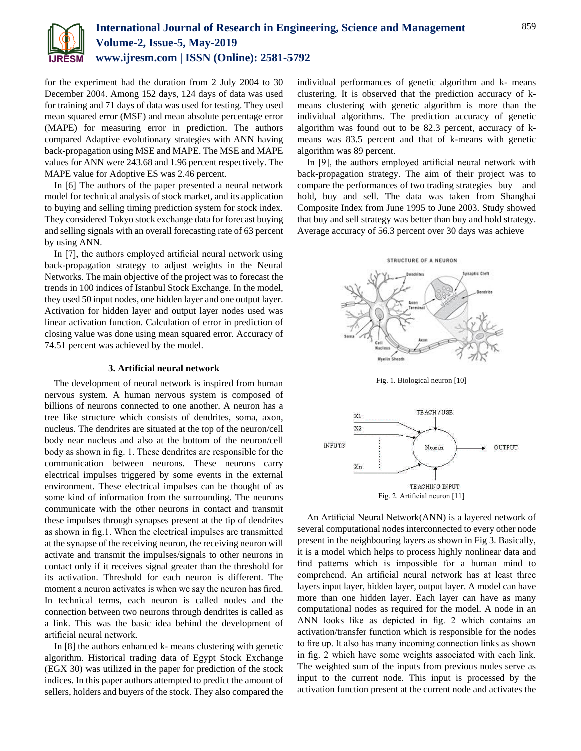for the experiment had the duration from 2 July 2004 to 30 December 2004. Among 152 days, 124 days of data was used for training and 71 days of data was used for testing. They used mean squared error (MSE) and mean absolute percentage error (MAPE) for measuring error in prediction. The authors compared Adaptive evolutionary strategies with ANN having back-propagation using MSE and MAPE. The MSE and MAPE values for ANN were 243.68 and 1.96 percent respectively. The MAPE value for Adoptive ES was 2.46 percent.

In [6] The authors of the paper presented a neural network model for technical analysis of stock market, and its application to buying and selling timing prediction system for stock index. They considered Tokyo stock exchange data for forecast buying and selling signals with an overall forecasting rate of 63 percent by using ANN.

In [7], the authors employed artificial neural network using back-propagation strategy to adjust weights in the Neural Networks. The main objective of the project was to forecast the trends in 100 indices of Istanbul Stock Exchange. In the model, they used 50 input nodes, one hidden layer and one output layer. Activation for hidden layer and output layer nodes used was linear activation function. Calculation of error in prediction of closing value was done using mean squared error. Accuracy of 74.51 percent was achieved by the model.

### 3. Artificial neural network

The development of neural network is inspired from human nervous system. A human nervous system is composed of billions of neurons connected to one another. A neuron has a tree like structure which consists of dendrites, soma, axon, nucleus. The dendrites are situated at the top of the neuron/cell body near nucleus and also at the bottom of the neuron/cell body as shown in fig. 1. These dendrites are responsible for the communication between neurons. These neurons carry electrical impulses triggered by some events in the external environment. These electrical impulses can be thought of as some kind of information from the surrounding. The neurons communicate with the other neurons in contact and transmit these impulses through synapses present at the tip of dendrites as shown in fig.1. When the electrical impulses are transmitted at the synapse of the receiving neuron, the receiving neuron will activate and transmit the impulses/signals to other neurons in contact only if it receives signal greater than the threshold for its activation. Threshold for each neuron is different. The moment a neuron activates is when we say the neuron has fired. In technical terms, each neuron is called nodes and the connection between two neurons through dendrites is called as a link. This was the basic idea behind the development of artificial neural network.

In [8] the authors enhanced k- means clustering with genetic algorithm. Historical trading data of Egypt Stock Exchange (EGX 30) was utilized in the paper for prediction of the stock indices. In this paper authors attempted to predict the amount of sellers, holders and buyers of the stock. They also compared the individual performances of genetic algorithm and k- means clustering. It is observed that the prediction accuracy of k-means clustering with genetic algorithm is more than the individual algorithms. The prediction accuracy of genetic algorithm was found out to be 82.3 percent, accuracy of k-means was 83.5 percent and that of k-means with genetic algorithm was 89 percent.

In [9], the authors employed artificial neural network with back-propagation strategy. The aim of their project was to compare the performances of two trading strategies buy and hold, buy and sell. The data was taken from Shanghai Composite Index from June 1995 to June 2003. Study showed that buy and sell strategy was better than buy and hold strategy. Average accuracy of 56.3 percent over 30 days was achieve

Fig. 1. Biological neuron [10]

Fig. 2. Artificial neuron [11]

An Artificial Neural Network(ANN) is a layered network of several computational nodes interconnected to every other node present in the neighbouring layers as shown in Fig 3. Basically, it is a model which helps to process highly nonlinear data and find patterns which is impossible for a human mind to comprehend. An artificial neural network has at least three layers input layer, hidden layer, output layer. A model can have more than one hidden layer. Each layer can have as many computational nodes as required for the model. A node in an ANN looks like as depicted in fig. 2 which contains an activation/transfer function which is responsible for the nodes to fire up. It also has many incoming connection links as shown in fig. 2 which have some weights associated with each link. The weighted sum of the inputs from previous nodes serve as input to the current node. This input is processed by the activation function present at the current node and activates the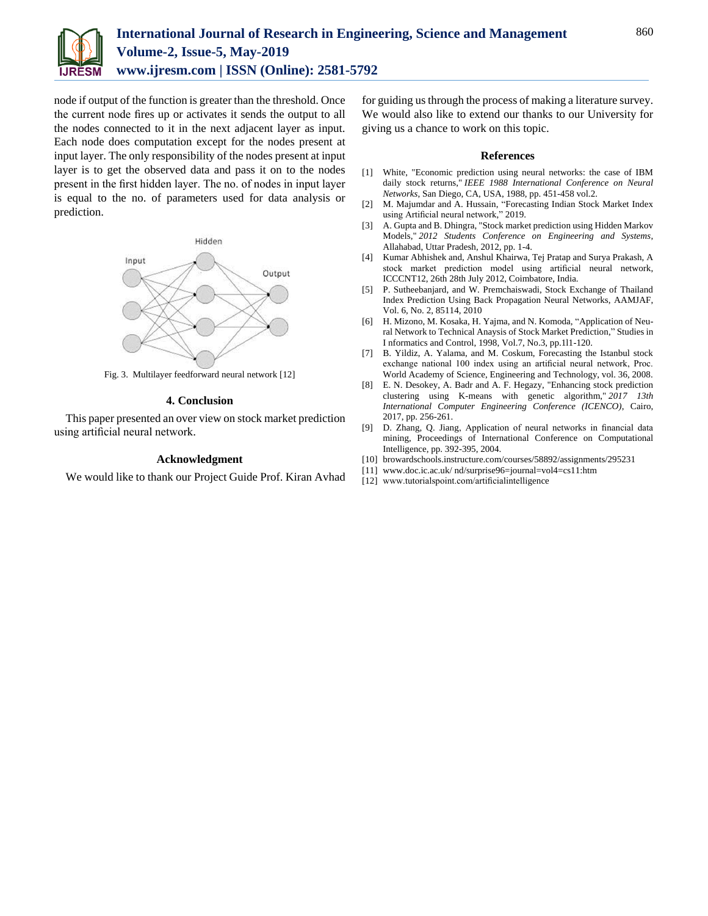node if output of the function is greater than the threshold. Once the current node fires up or activates it sends the output to all the nodes connected to it in the next adjacent layer as input. Each node does computation except for the nodes present at input layer. The only responsibility of the nodes present at input layer is to get the observed data and pass it on to the nodes present in the first hidden layer. The no. of nodes in input layer is equal to the no. of parameters used for data analysis or prediction.

Hidden

Input

Output

Fig. 3. Multilayer feedforward neural network [12]

## 4. Conclusion

This paper presented an over view on stock market prediction using artificial neural network.

## Acknowledgment

We would like to thank our Project Guide Prof. Kiran Avhad for guiding us through the process of making a literature survey. We would also like to extend our thanks to our University for giving us a chance to work on this topic.

## References

[1] White, "Economic prediction using neural networks: the case of IBM daily stock returns," *IEEE 1988 International Conference on Neural Networks*, San Diego, CA, USA, 1988, pp. 451-458 vol.2.
[2] M. Majumdar and A. Hussain, “Forecasting Indian Stock Market Index using Artificial neural network,” 2019.
[3] A. Gupta and B. Dhingra, "Stock market prediction using Hidden Markov Models," *2012 Students Conference on Engineering and Systems*, Allahabad, Uttar Pradesh, 2012, pp. 1-4.
[4] Kumar Abhishek and, Anshul Khairwa, Tej Pratap and Surya Prakash, A stock market prediction model using artificial neural network, ICCCNT12, 26th 28th July 2012, Coimbatore, India.
[5] P. Sutheebanjard, and W. Premchaiswadi, Stock Exchange of Thailand Index Prediction Using Back Propagation Neural Networks, AAMJAF, Vol. 6, No. 2, 85114, 2010
[6] H. Mizono, M. Kosaka, H. Yajma, and N. Komoda, “Application of Neural Network to Technical Anaysis of Stock Market Prediction,” Studies in I nformatics and Control, 1998, Vol.7, No.3, pp.1l1-120.
[7] B. Yildiz, A. Yalama, and M. Coskum, Forecasting the Istanbul stock exchange national 100 index using an artificial neural network, Proc. World Academy of Science, Engineering and Technology, vol. 36, 2008.
[8] E. N. Desokey, A. Badr and A. F. Hegazy, "Enhancing stock prediction clustering using K-means with genetic algorithm," *2017 13th International Computer Engineering Conference (ICENCO)*, Cairo, 2017, pp. 256-261.
[9] D. Zhang, Q. Jiang, Application of neural networks in financial data mining, Proceedings of International Conference on Computational Intelligence, pp. 392-395, 2004.
[10] browardschools.instructure.com/courses/58892/assignments/295231
[11] www.doc.ic.ac.uk/ nd/surprise96=journal=vol4=cs11:htm
[12] www.tutorialspoint.com/artificialintelligence